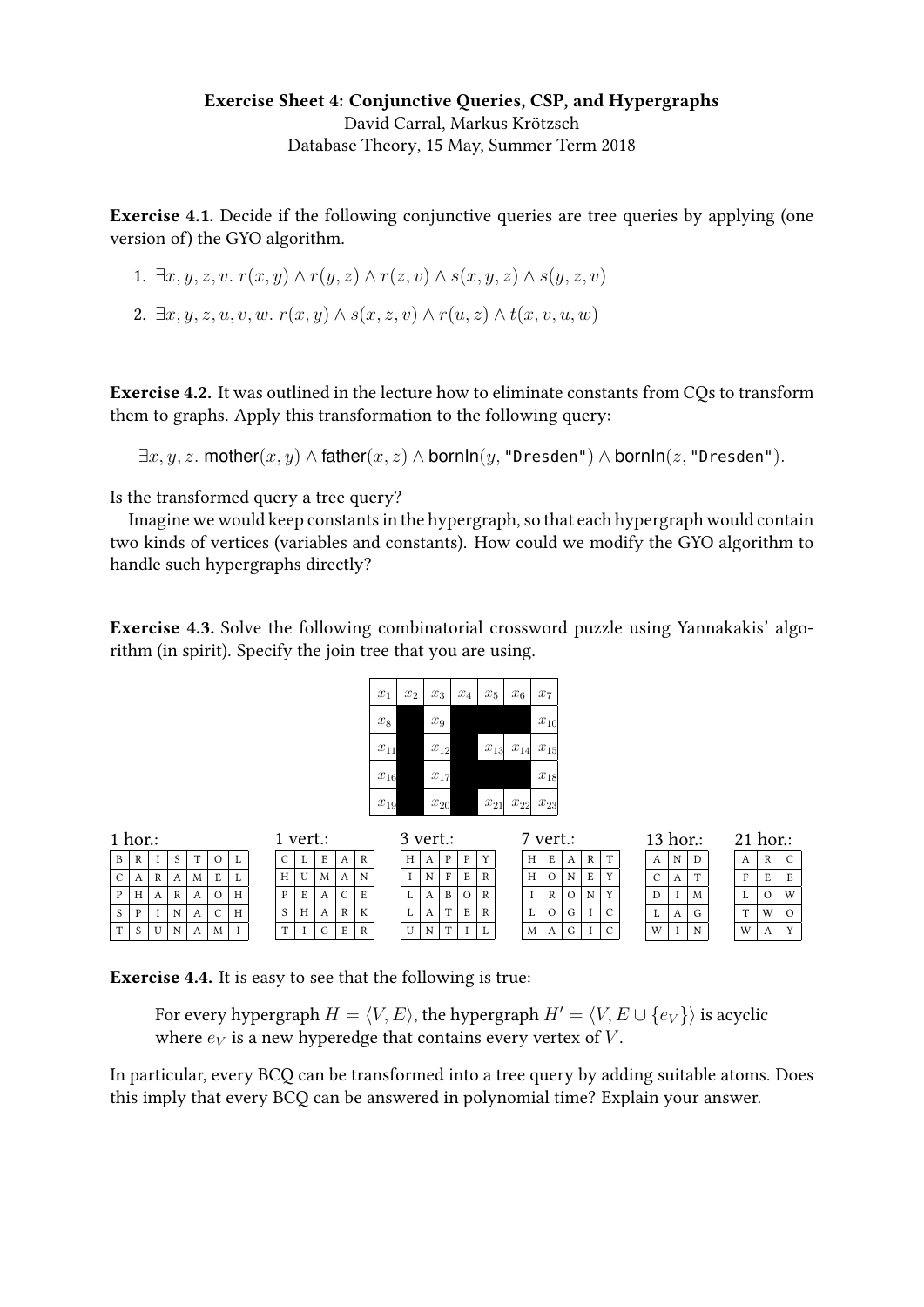**Exercise Sheet 4: Conjunctive Queries, CSP, and Hypergraphs**
David Carral, Markus Krötzsch
Database Theory, 15 May, Summer Term 2018

**Exercise 4.1.** Decide if the following conjunctive queries are tree queries by applying (one version of) the GYO algorithm.

1. $\exists x, y, z, v.\ r(x, y) \wedge r(y, z) \wedge r(z, v) \wedge s(x, y, z) \wedge s(y, z, v)$
2. $\exists x, y, z, u, v, w.\ r(x, y) \wedge s(x, z, v) \wedge r(u, z) \wedge t(x, v, u, w)$

**Exercise 4.2.** It was outlined in the lecture how to eliminate constants from CQs to transform them to graphs. Apply this transformation to the following query:

$$\exists x, y, z.\ \mathsf{mother}(x, y) \wedge \mathsf{father}(x, z) \wedge \mathsf{bornIn}(y, \texttt{"Dresden"}) \wedge \mathsf{bornIn}(z, \texttt{"Dresden"}).$$

Is the transformed query a tree query?

Imagine we would keep constants in the hypergraph, so that each hypergraph would contain two kinds of vertices (variables and constants). How could we modify the GYO algorithm to handle such hypergraphs directly?

**Exercise 4.3.** Solve the following combinatorial crossword puzzle using Yannakakis' algorithm (in spirit). Specify the join tree that you are using.

| $x_1$ | $x_2$ | $x_3$ | $x_4$ | $x_5$ | $x_6$ | $x_7$ |
|---|---|---|---|---|---|---|
| $x_8$ | ■ | $x_9$ | ■ | ■ | ■ | $x_{10}$ |
| $x_{11}$ | ■ | $x_{12}$ | ■ | $x_{13}$ | $x_{14}$ | $x_{15}$ |
| $x_{16}$ | ■ | $x_{17}$ | ■ | ■ | ■ | $x_{18}$ |
| $x_{19}$ | ■ | $x_{20}$ | ■ | $x_{21}$ | $x_{22}$ | $x_{23}$ |

1 hor.:

| B | R | I | S | T | O | L |
|---|---|---|---|---|---|---|
| C | A | R | A | M | E | L |
| P | H | A | R | A | O | H |
| S | P | I | N | A | C | H |
| T | S | U | N | A | M | I |

1 vert.:

| C | L | E | A | R |
|---|---|---|---|---|
| H | U | M | A | N |
| P | E | A | C | E |
| S | H | A | R | K |
| T | I | G | E | R |

3 vert.:

| H | A | P | P | Y |
|---|---|---|---|---|
| I | N | F | E | R |
| L | A | B | O | R |
| L | A | T | E | R |
| U | N | T | I | L |

7 vert.:

| H | E | A | R | T |
|---|---|---|---|---|
| H | O | N | E | Y |
| I | R | O | N | Y |
| L | O | G | I | C |
| M | A | G | I | C |

13 hor.:

| A | N | D |
|---|---|---|
| C | A | T |
| D | I | M |
| L | A | G |
| W | I | N |

21 hor.:

| A | R | C |
|---|---|---|
| F | E | E |
| L | O | W |
| T | W | O |
| W | A | Y |

**Exercise 4.4.** It is easy to see that the following is true:

> For every hypergraph $H = \langle V, E\rangle$, the hypergraph $H' = \langle V, E \cup \{e_V\}\rangle$ is acyclic where $e_V$ is a new hyperedge that contains every vertex of $V$.

In particular, every BCQ can be transformed into a tree query by adding suitable atoms. Does this imply that every BCQ can be answered in polynomial time? Explain your answer.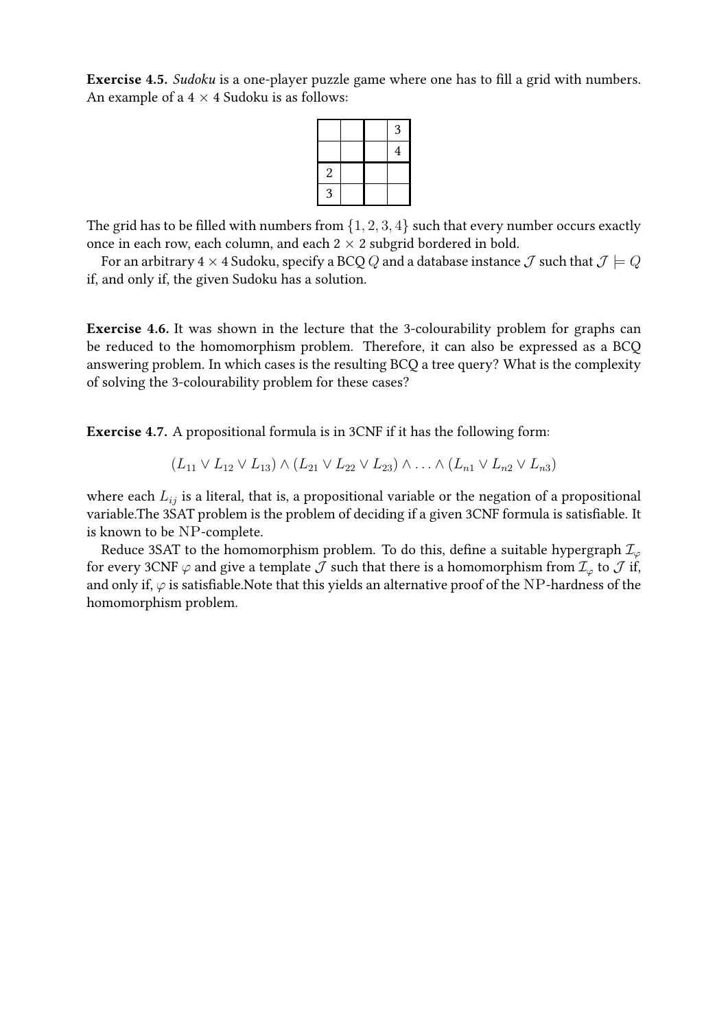**Exercise 4.5.** *Sudoku* is a one-player puzzle game where one has to fill a grid with numbers. An example of a $4 \times 4$ Sudoku is as follows:

| | | | |
|---|---|---|---|
| | | | 3 |
| | | | 4 |
| 2 | | | |
| 3 | | | |

The grid has to be filled with numbers from $\{1, 2, 3, 4\}$ such that every number occurs exactly once in each row, each column, and each $2 \times 2$ subgrid bordered in bold.

For an arbitrary $4 \times 4$ Sudoku, specify a BCQ $Q$ and a database instance $\mathcal{J}$ such that $\mathcal{J} \models Q$ if, and only if, the given Sudoku has a solution.

**Exercise 4.6.** It was shown in the lecture that the 3-colourability problem for graphs can be reduced to the homomorphism problem. Therefore, it can also be expressed as a BCQ answering problem. In which cases is the resulting BCQ a tree query? What is the complexity of solving the 3-colourability problem for these cases?

**Exercise 4.7.** A propositional formula is in 3CNF if it has the following form:

$$(L_{11} \vee L_{12} \vee L_{13}) \wedge (L_{21} \vee L_{22} \vee L_{23}) \wedge \ldots \wedge (L_{n1} \vee L_{n2} \vee L_{n3})$$

where each $L_{ij}$ is a literal, that is, a propositional variable or the negation of a propositional variable.The 3SAT problem is the problem of deciding if a given 3CNF formula is satisfiable. It is known to be $\mathrm{NP}$-complete.

Reduce 3SAT to the homomorphism problem. To do this, define a suitable hypergraph $\mathcal{I}_\varphi$ for every 3CNF $\varphi$ and give a template $\mathcal{J}$ such that there is a homomorphism from $\mathcal{I}_\varphi$ to $\mathcal{J}$ if, and only if, $\varphi$ is satisfiable.Note that this yields an alternative proof of the $\mathrm{NP}$-hardness of the homomorphism problem.